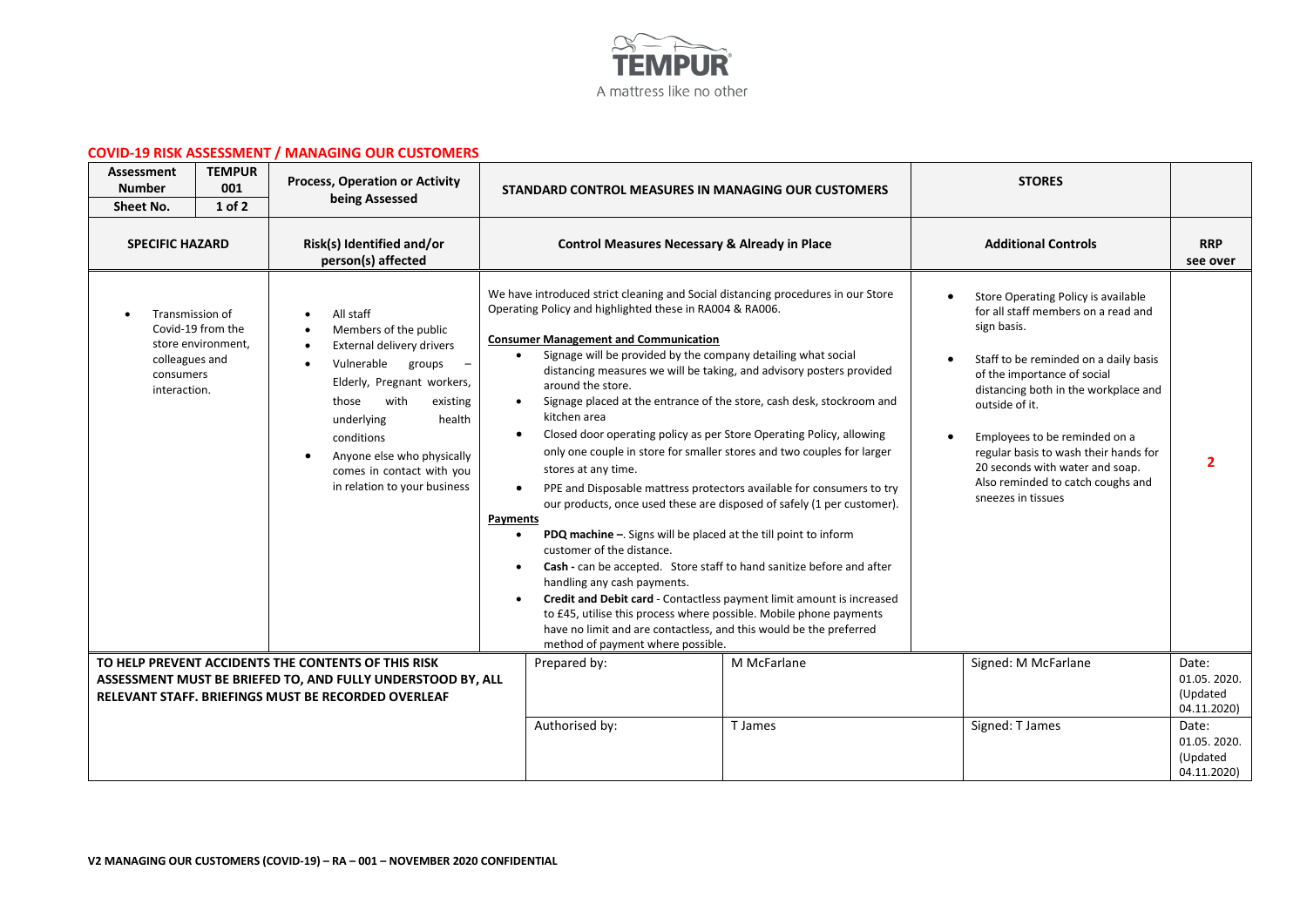TEMPUR

A mattress like no other

## COVID-19 RISK ASSESSMENT / MANAGING OUR CUSTOMERS

| Assessment Number | TEMPUR 001 | Process, Operation or Activity being Assessed | STANDARD CONTROL MEASURES IN MANAGING OUR CUSTOMERS | STORES | |
|---|---|---|---|---|---|
| Sheet No. | 1 of 2 | | | | |
| **SPECIFIC HAZARD** | | **Risk(s) Identified and/or person(s) affected** | **Control Measures Necessary & Already in Place** | **Additional Controls** | **RRP see over** |
| • Transmission of Covid-19 from the store environment, colleagues and consumers interaction. | | • All staff<br>• Members of the public<br>• External delivery drivers<br>• Vulnerable groups – Elderly, Pregnant workers, those with existing underlying health conditions<br>• Anyone else who physically comes in contact with you in relation to your business | We have introduced strict cleaning and Social distancing procedures in our Store Operating Policy and highlighted these in RA004 & RA006.<br><br>**Consumer Management and Communication**<br>• Signage will be provided by the company detailing what social distancing measures we will be taking, and advisory posters provided around the store.<br>• Signage placed at the entrance of the store, cash desk, stockroom and kitchen area<br>• Closed door operating policy as per Store Operating Policy, allowing only one couple in store for smaller stores and two couples for larger stores at any time.<br>• PPE and Disposable mattress protectors available for consumers to try our products, once used these are disposed of safely (1 per customer).<br>**Payments**<br>• **PDQ machine –**. Signs will be placed at the till point to inform customer of the distance.<br>• **Cash -** can be accepted. Store staff to hand sanitize before and after handling any cash payments.<br>• **Credit and Debit card** - Contactless payment limit amount is increased to £45, utilise this process where possible. Mobile phone payments have no limit and are contactless, and this would be the preferred method of payment where possible. | • Store Operating Policy is available for all staff members on a read and sign basis.<br>• Staff to be reminded on a daily basis of the importance of social distancing both in the workplace and outside of it.<br>• Employees to be reminded on a regular basis to wash their hands for 20 seconds with water and soap. Also reminded to catch coughs and sneezes in tissues | 2 |

| TO HELP PREVENT ACCIDENTS THE CONTENTS OF THIS RISK ASSESSMENT MUST BE BRIEFED TO, AND FULLY UNDERSTOOD BY, ALL RELEVANT STAFF. BRIEFINGS MUST BE RECORDED OVERLEAF | Prepared by: | M McFarlane | Signed: M McFarlane | Date: 01.05. 2020. (Updated 04.11.2020) |
|---|---|---|---|---|
| | Authorised by: | T James | Signed: T James | Date: 01.05. 2020. (Updated 04.11.2020) |

V2 MANAGING OUR CUSTOMERS (COVID-19) – RA – 001 – NOVEMBER 2020 CONFIDENTIAL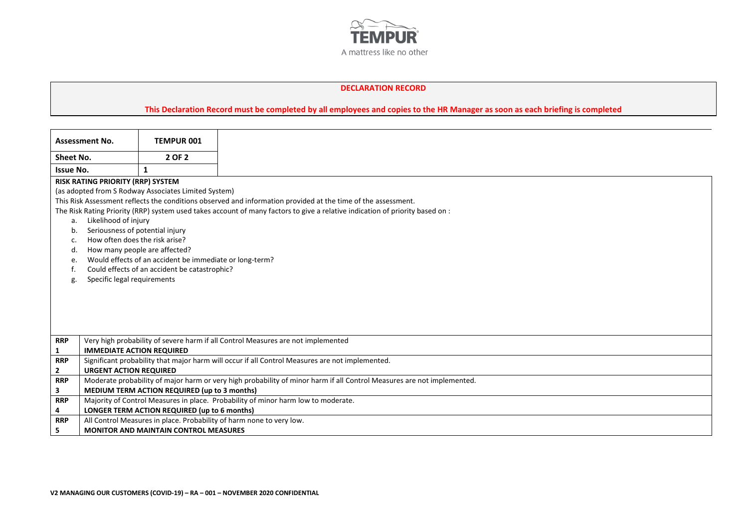TEMPUR

A mattress like no other

## DECLARATION RECORD

**This Declaration Record must be completed by all employees and copies to the HR Manager as soon as each briefing is completed**

| | |
|---|---|
| **Assessment No.** | **TEMPUR 001** |
| **Sheet No.** | **2 OF 2** |
| **Issue No.** | **1** |

**RISK RATING PRIORITY (RRP) SYSTEM**

(as adopted from S Rodway Associates Limited System)

This Risk Assessment reflects the conditions observed and information provided at the time of the assessment.

The Risk Rating Priority (RRP) system used takes account of many factors to give a relative indication of priority based on :

a. Likelihood of injury
b. Seriousness of potential injury
c. How often does the risk arise?
d. How many people are affected?
e. Would effects of an accident be immediate or long-term?
f. Could effects of an accident be catastrophic?
g. Specific legal requirements

| | |
|---|---|
| **RRP 1** | Very high probability of severe harm if all Control Measures are not implemented<br>**IMMEDIATE ACTION REQUIRED** |
| **RRP 2** | Significant probability that major harm will occur if all Control Measures are not implemented.<br>**URGENT ACTION REQUIRED** |
| **RRP 3** | Moderate probability of major harm or very high probability of minor harm if all Control Measures are not implemented.<br>**MEDIUM TERM ACTION REQUIRED (up to 3 months)** |
| **RRP 4** | Majority of Control Measures in place. Probability of minor harm low to moderate.<br>**LONGER TERM ACTION REQUIRED (up to 6 months)** |
| **RRP 5** | All Control Measures in place. Probability of harm none to very low.<br>**MONITOR AND MAINTAIN CONTROL MEASURES** |

**V2 MANAGING OUR CUSTOMERS (COVID-19) – RA – 001 – NOVEMBER 2020 CONFIDENTIAL**